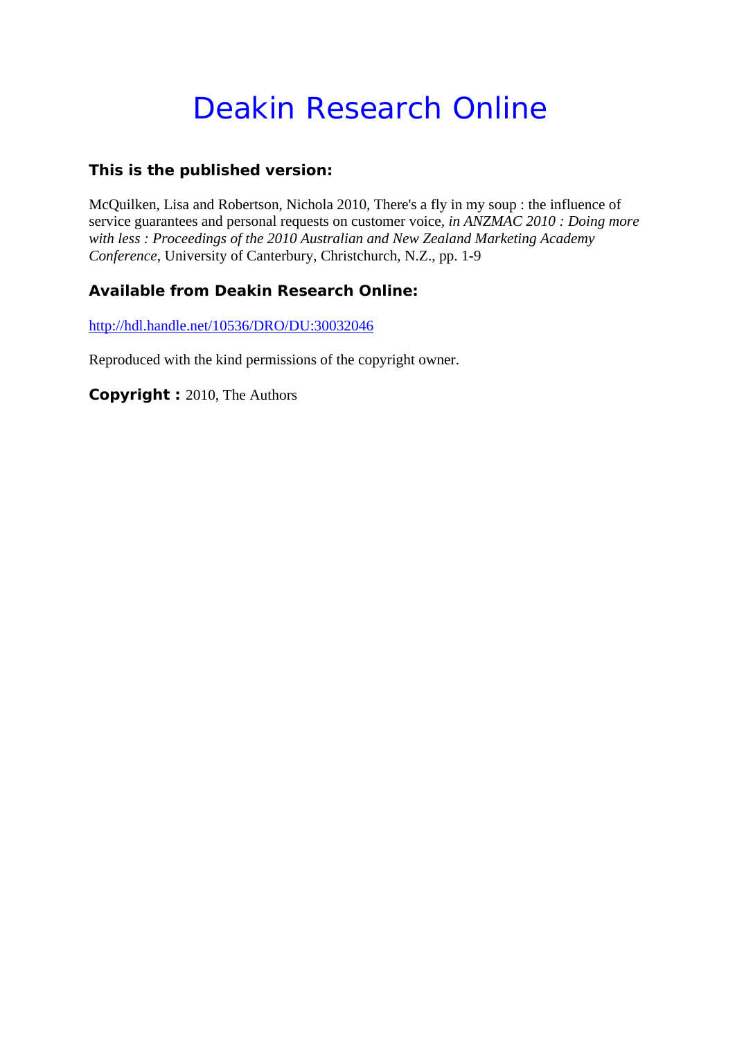# Deakin Research Online

### This is the published version:

McQuilken, Lisa and Robertson, Nichola 2010, There's a fly in my soup : the influence of service guarantees and personal requests on customer voice, *in ANZMAC 2010 : Doing more with less : Proceedings of the 2010 Australian and New Zealand Marketing Academy Conference*, University of Canterbury, Christchurch, N.Z., pp. 1-9

### Available from Deakin Research Online:

http://hdl.handle.net/10536/DRO/DU:30032046

Reproduced with the kind permissions of the copyright owner.

**Copyright :** 2010, The Authors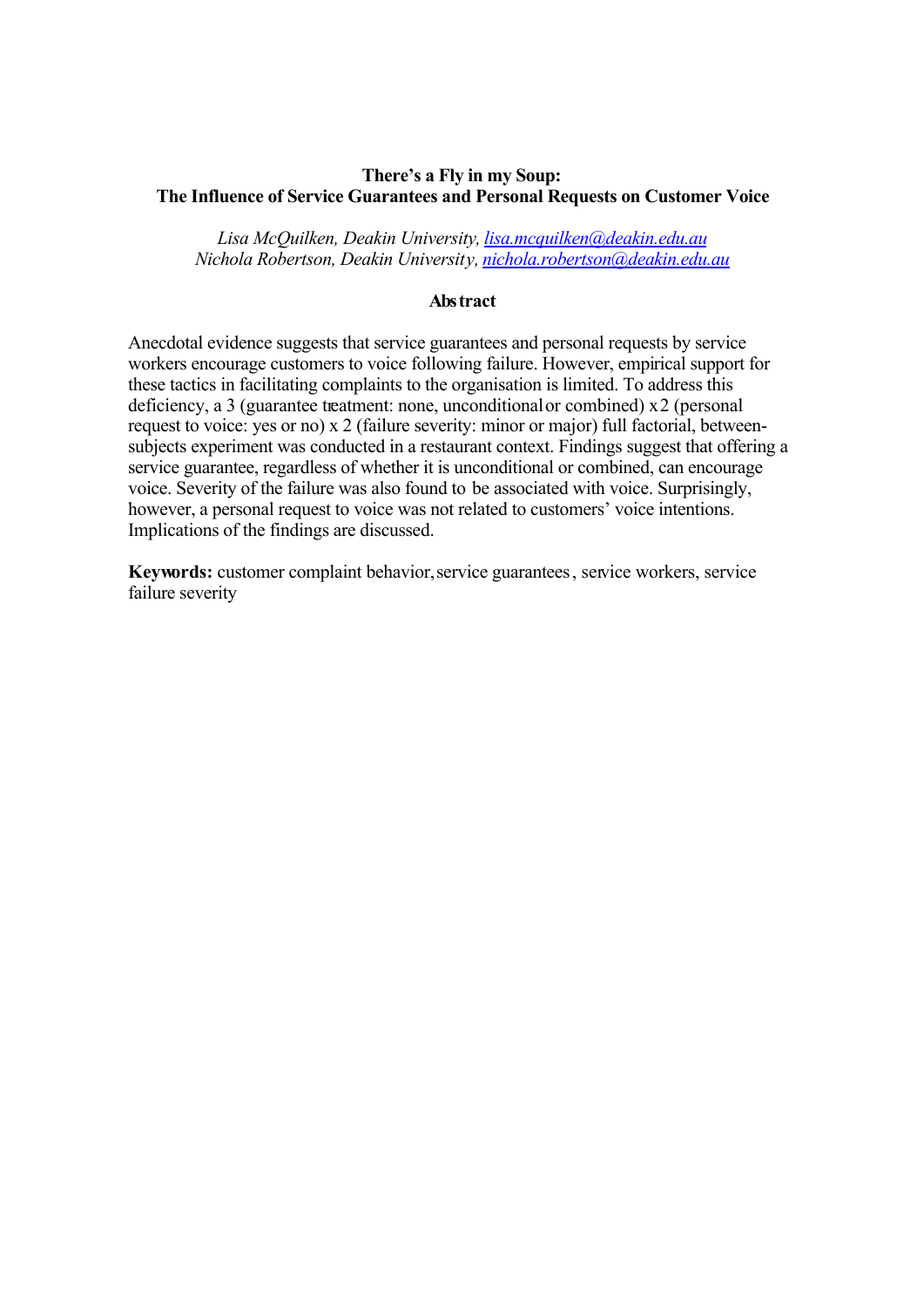**There's a Fly in my Soup:**
**The Influence of Service Guarantees and Personal Requests on Customer Voice**

*Lisa McQuilken, Deakin University, lisa.mcquilken@deakin.edu.au*
*Nichola Robertson, Deakin University, nichola.robertson@deakin.edu.au*

**Abstract**

Anecdotal evidence suggests that service guarantees and personal requests by service workers encourage customers to voice following failure. However, empirical support for these tactics in facilitating complaints to the organisation is limited. To address this deficiency, a 3 (guarantee treatment: none, unconditional or combined) x 2 (personal request to voice: yes or no) x 2 (failure severity: minor or major) full factorial, between-subjects experiment was conducted in a restaurant context. Findings suggest that offering a service guarantee, regardless of whether it is unconditional or combined, can encourage voice. Severity of the failure was also found to be associated with voice. Surprisingly, however, a personal request to voice was not related to customers' voice intentions. Implications of the findings are discussed.

**Keywords:** customer complaint behavior, service guarantees, service workers, service failure severity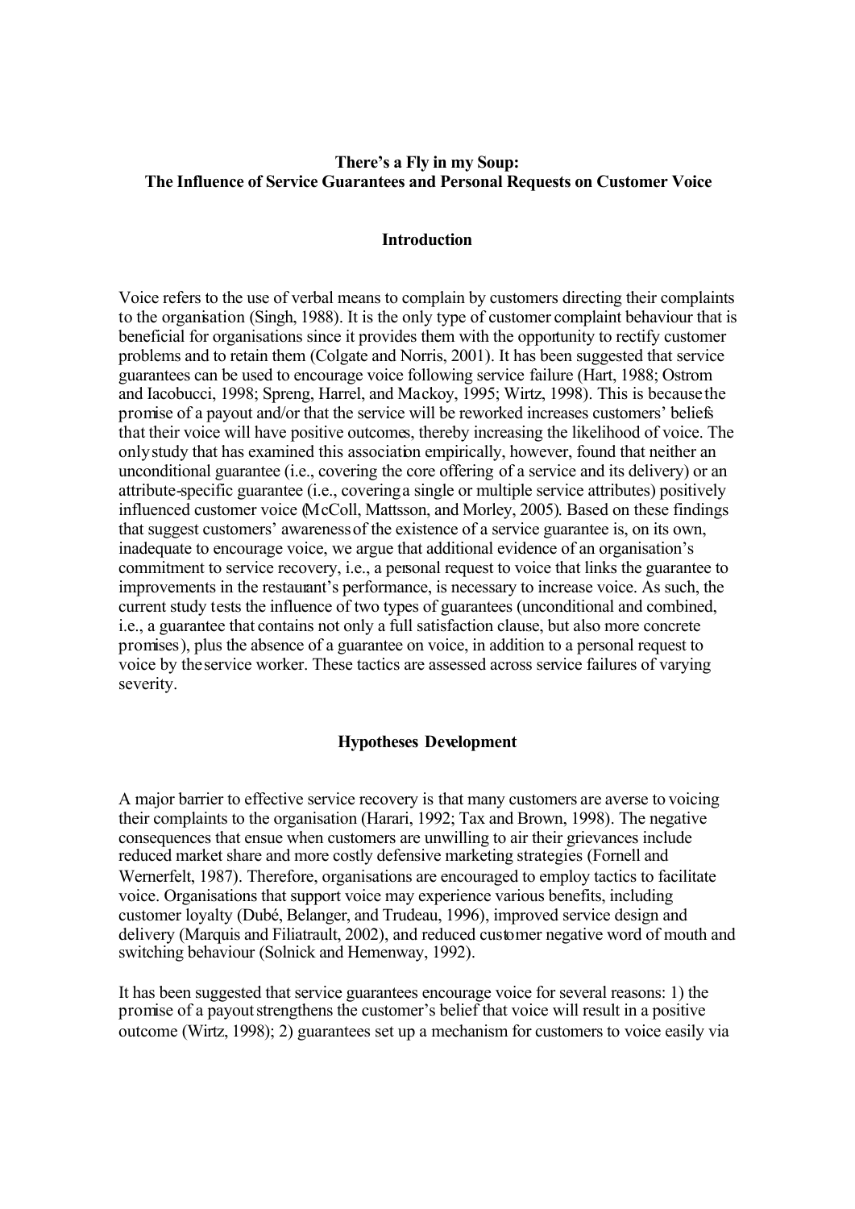**There's a Fly in my Soup:**
**The Influence of Service Guarantees and Personal Requests on Customer Voice**

## Introduction

Voice refers to the use of verbal means to complain by customers directing their complaints to the organisation (Singh, 1988). It is the only type of customer complaint behaviour that is beneficial for organisations since it provides them with the opportunity to rectify customer problems and to retain them (Colgate and Norris, 2001). It has been suggested that service guarantees can be used to encourage voice following service failure (Hart, 1988; Ostrom and Iacobucci, 1998; Spreng, Harrel, and Mackoy, 1995; Wirtz, 1998). This is because the promise of a payout and/or that the service will be reworked increases customers' beliefs that their voice will have positive outcomes, thereby increasing the likelihood of voice. The only study that has examined this association empirically, however, found that neither an unconditional guarantee (i.e., covering the core offering of a service and its delivery) or an attribute-specific guarantee (i.e., covering a single or multiple service attributes) positively influenced customer voice (McColl, Mattsson, and Morley, 2005). Based on these findings that suggest customers' awareness of the existence of a service guarantee is, on its own, inadequate to encourage voice, we argue that additional evidence of an organisation's commitment to service recovery, i.e., a personal request to voice that links the guarantee to improvements in the restaurant's performance, is necessary to increase voice. As such, the current study tests the influence of two types of guarantees (unconditional and combined, i.e., a guarantee that contains not only a full satisfaction clause, but also more concrete promises), plus the absence of a guarantee on voice, in addition to a personal request to voice by the service worker. These tactics are assessed across service failures of varying severity.

## Hypotheses Development

A major barrier to effective service recovery is that many customers are averse to voicing their complaints to the organisation (Harari, 1992; Tax and Brown, 1998). The negative consequences that ensue when customers are unwilling to air their grievances include reduced market share and more costly defensive marketing strategies (Fornell and Wernerfelt, 1987). Therefore, organisations are encouraged to employ tactics to facilitate voice. Organisations that support voice may experience various benefits, including customer loyalty (Dubé, Belanger, and Trudeau, 1996), improved service design and delivery (Marquis and Filiatrault, 2002), and reduced customer negative word of mouth and switching behaviour (Solnick and Hemenway, 1992).

It has been suggested that service guarantees encourage voice for several reasons: 1) the promise of a payout strengthens the customer's belief that voice will result in a positive outcome (Wirtz, 1998); 2) guarantees set up a mechanism for customers to voice easily via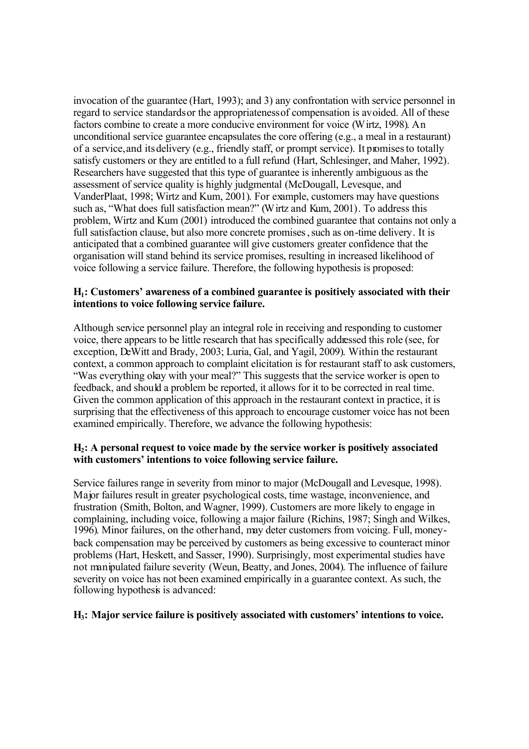invocation of the guarantee (Hart, 1993); and 3) any confrontation with service personnel in regard to service standards or the appropriateness of compensation is avoided. All of these factors combine to create a more conducive environment for voice (Wirtz, 1998). An unconditional service guarantee encapsulates the core offering (e.g., a meal in a restaurant) of a service, and its delivery (e.g., friendly staff, or prompt service). It promises to totally satisfy customers or they are entitled to a full refund (Hart, Schlesinger, and Maher, 1992). Researchers have suggested that this type of guarantee is inherently ambiguous as the assessment of service quality is highly judgmental (McDougall, Levesque, and VanderPlaat, 1998; Wirtz and Kum, 2001). For example, customers may have questions such as, "What does full satisfaction mean?" (Wirtz and Kum, 2001). To address this problem, Wirtz and Kum (2001) introduced the combined guarantee that contains not only a full satisfaction clause, but also more concrete promises, such as on-time delivery. It is anticipated that a combined guarantee will give customers greater confidence that the organisation will stand behind its service promises, resulting in increased likelihood of voice following a service failure. Therefore, the following hypothesis is proposed:

**$H_1$: Customers' awareness of a combined guarantee is positively associated with their intentions to voice following service failure.**

Although service personnel play an integral role in receiving and responding to customer voice, there appears to be little research that has specifically addressed this role (see, for exception, DeWitt and Brady, 2003; Luria, Gal, and Yagil, 2009). Within the restaurant context, a common approach to complaint elicitation is for restaurant staff to ask customers, "Was everything okay with your meal?" This suggests that the service worker is open to feedback, and should a problem be reported, it allows for it to be corrected in real time. Given the common application of this approach in the restaurant context in practice, it is surprising that the effectiveness of this approach to encourage customer voice has not been examined empirically. Therefore, we advance the following hypothesis:

**$H_2$: A personal request to voice made by the service worker is positively associated with customers' intentions to voice following service failure.**

Service failures range in severity from minor to major (McDougall and Levesque, 1998). Major failures result in greater psychological costs, time wastage, inconvenience, and frustration (Smith, Bolton, and Wagner, 1999). Customers are more likely to engage in complaining, including voice, following a major failure (Richins, 1987; Singh and Wilkes, 1996). Minor failures, on the other hand, may deter customers from voicing. Full, money-back compensation may be perceived by customers as being excessive to counteract minor problems (Hart, Heskett, and Sasser, 1990). Surprisingly, most experimental studies have not manipulated failure severity (Weun, Beatty, and Jones, 2004). The influence of failure severity on voice has not been examined empirically in a guarantee context. As such, the following hypothesis is advanced:

**$H_3$: Major service failure is positively associated with customers' intentions to voice.**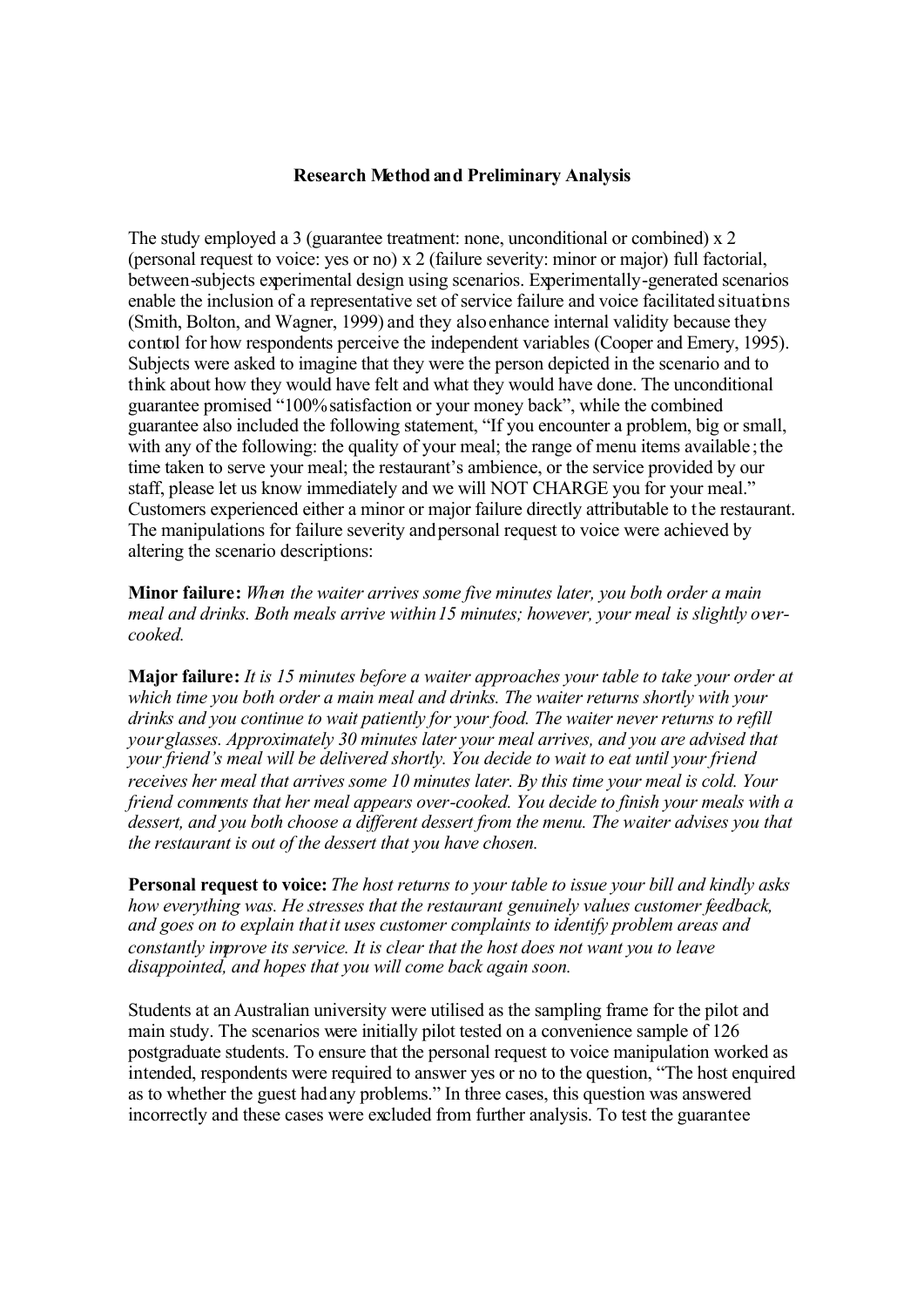## Research Method and Preliminary Analysis

The study employed a 3 (guarantee treatment: none, unconditional or combined) x 2 (personal request to voice: yes or no) x 2 (failure severity: minor or major) full factorial, between-subjects experimental design using scenarios. Experimentally-generated scenarios enable the inclusion of a representative set of service failure and voice facilitated situations (Smith, Bolton, and Wagner, 1999) and they also enhance internal validity because they control for how respondents perceive the independent variables (Cooper and Emery, 1995). Subjects were asked to imagine that they were the person depicted in the scenario and to think about how they would have felt and what they would have done. The unconditional guarantee promised "100% satisfaction or your money back", while the combined guarantee also included the following statement, "If you encounter a problem, big or small, with any of the following: the quality of your meal; the range of menu items available; the time taken to serve your meal; the restaurant's ambience, or the service provided by our staff, please let us know immediately and we will NOT CHARGE you for your meal." Customers experienced either a minor or major failure directly attributable to the restaurant. The manipulations for failure severity and personal request to voice were achieved by altering the scenario descriptions:

**Minor failure:** *When the waiter arrives some five minutes later, you both order a main meal and drinks. Both meals arrive within 15 minutes; however, your meal is slightly over-cooked.*

**Major failure:** *It is 15 minutes before a waiter approaches your table to take your order at which time you both order a main meal and drinks. The waiter returns shortly with your drinks and you continue to wait patiently for your food. The waiter never returns to refill your glasses. Approximately 30 minutes later your meal arrives, and you are advised that your friend's meal will be delivered shortly. You decide to wait to eat until your friend receives her meal that arrives some 10 minutes later. By this time your meal is cold. Your friend comments that her meal appears over-cooked. You decide to finish your meals with a dessert, and you both choose a different dessert from the menu. The waiter advises you that the restaurant is out of the dessert that you have chosen.*

**Personal request to voice:** *The host returns to your table to issue your bill and kindly asks how everything was. He stresses that the restaurant genuinely values customer feedback, and goes on to explain that it uses customer complaints to identify problem areas and constantly improve its service. It is clear that the host does not want you to leave disappointed, and hopes that you will come back again soon.*

Students at an Australian university were utilised as the sampling frame for the pilot and main study. The scenarios were initially pilot tested on a convenience sample of 126 postgraduate students. To ensure that the personal request to voice manipulation worked as intended, respondents were required to answer yes or no to the question, "The host enquired as to whether the guest had any problems." In three cases, this question was answered incorrectly and these cases were excluded from further analysis. To test the guarantee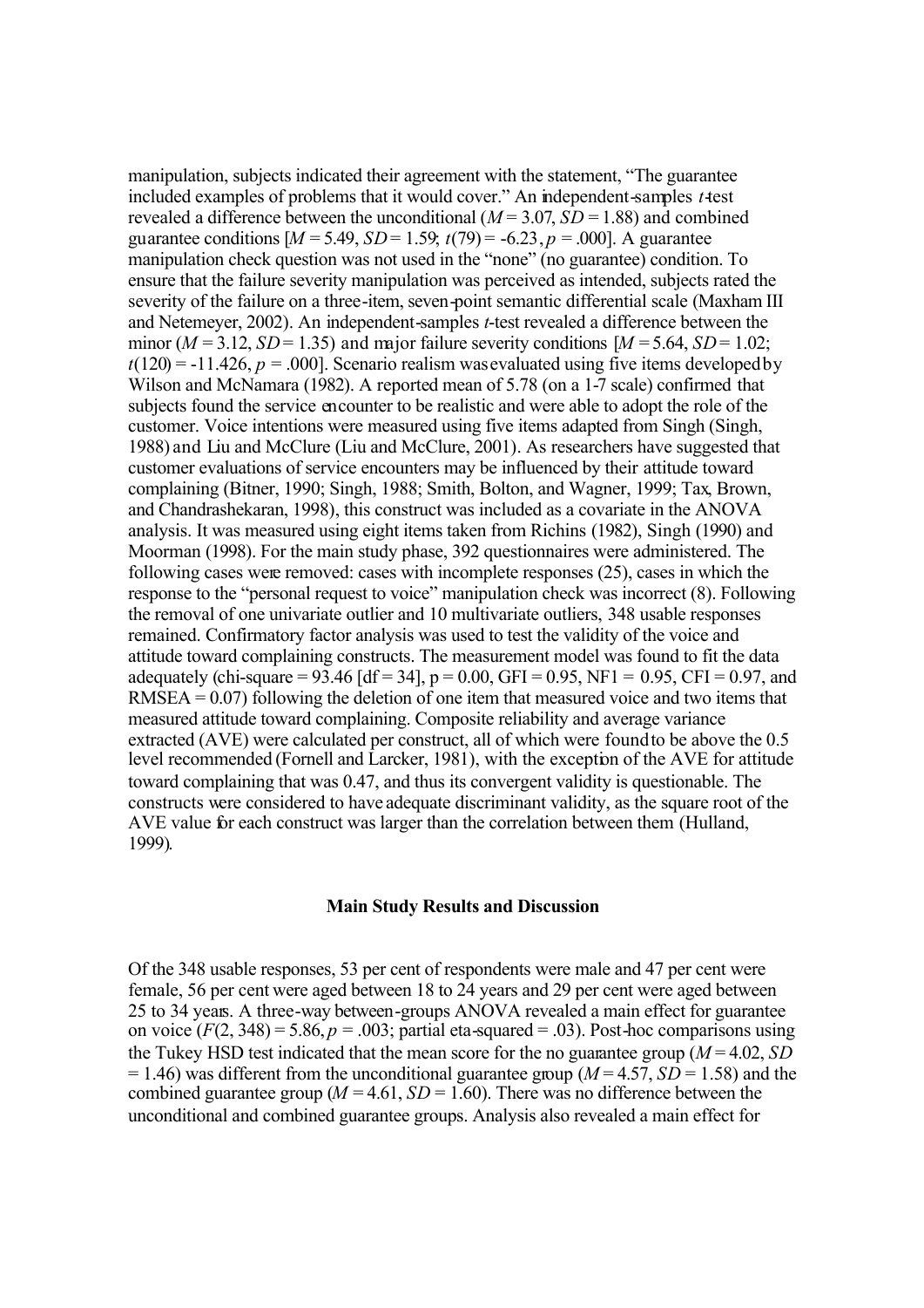manipulation, subjects indicated their agreement with the statement, "The guarantee included examples of problems that it would cover." An independent-samples *t*-test revealed a difference between the unconditional ($M = 3.07$, $SD = 1.88$) and combined guarantee conditions [$M = 5.49$, $SD = 1.59$; $t(79) = -6.23$, $p = .000$]. A guarantee manipulation check question was not used in the "none" (no guarantee) condition. To ensure that the failure severity manipulation was perceived as intended, subjects rated the severity of the failure on a three-item, seven-point semantic differential scale (Maxham III and Netemeyer, 2002). An independent-samples *t*-test revealed a difference between the minor ($M = 3.12$, $SD = 1.35$) and major failure severity conditions [$M = 5.64$, $SD = 1.02$; $t(120) = -11.426$, $p = .000$]. Scenario realism was evaluated using five items developed by Wilson and McNamara (1982). A reported mean of 5.78 (on a 1-7 scale) confirmed that subjects found the service encounter to be realistic and were able to adopt the role of the customer. Voice intentions were measured using five items adapted from Singh (Singh, 1988) and Liu and McClure (Liu and McClure, 2001). As researchers have suggested that customer evaluations of service encounters may be influenced by their attitude toward complaining (Bitner, 1990; Singh, 1988; Smith, Bolton, and Wagner, 1999; Tax, Brown, and Chandrashekaran, 1998), this construct was included as a covariate in the ANOVA analysis. It was measured using eight items taken from Richins (1982), Singh (1990) and Moorman (1998). For the main study phase, 392 questionnaires were administered. The following cases were removed: cases with incomplete responses (25), cases in which the response to the "personal request to voice" manipulation check was incorrect (8). Following the removal of one univariate outlier and 10 multivariate outliers, 348 usable responses remained. Confirmatory factor analysis was used to test the validity of the voice and attitude toward complaining constructs. The measurement model was found to fit the data adequately (chi-square = 93.46 [df = 34], $p = 0.00$, GFI = 0.95, NF1 = 0.95, CFI = 0.97, and RMSEA = 0.07) following the deletion of one item that measured voice and two items that measured attitude toward complaining. Composite reliability and average variance extracted (AVE) were calculated per construct, all of which were found to be above the 0.5 level recommended (Fornell and Larcker, 1981), with the exception of the AVE for attitude toward complaining that was 0.47, and thus its convergent validity is questionable. The constructs were considered to have adequate discriminant validity, as the square root of the AVE value for each construct was larger than the correlation between them (Hulland, 1999).

## Main Study Results and Discussion

Of the 348 usable responses, 53 per cent of respondents were male and 47 per cent were female, 56 per cent were aged between 18 to 24 years and 29 per cent were aged between 25 to 34 years. A three-way between-groups ANOVA revealed a main effect for guarantee on voice ($F(2, 348) = 5.86$, $p = .003$; partial eta-squared = .03). Post-hoc comparisons using the Tukey HSD test indicated that the mean score for the no guarantee group ($M = 4.02$, $SD = 1.46$) was different from the unconditional guarantee group ($M = 4.57$, $SD = 1.58$) and the combined guarantee group ($M = 4.61$, $SD = 1.60$). There was no difference between the unconditional and combined guarantee groups. Analysis also revealed a main effect for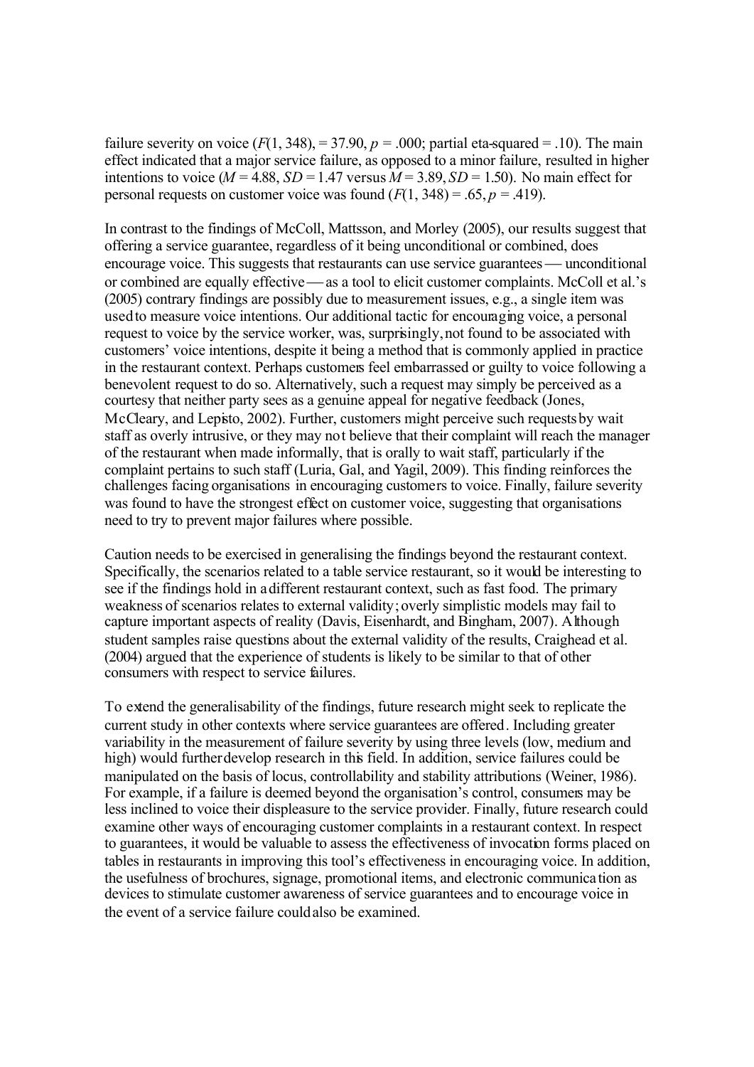failure severity on voice ($F(1, 348)$, = 37.90, $p$ = .000; partial eta-squared = .10). The main effect indicated that a major service failure, as opposed to a minor failure, resulted in higher intentions to voice ($M$ = 4.88, $SD$ = 1.47 versus $M$ = 3.89, $SD$ = 1.50). No main effect for personal requests on customer voice was found ($F(1, 348)$ = .65, $p$ = .419).

In contrast to the findings of McColl, Mattsson, and Morley (2005), our results suggest that offering a service guarantee, regardless of it being unconditional or combined, does encourage voice. This suggests that restaurants can use service guarantees — unconditional or combined are equally effective — as a tool to elicit customer complaints. McColl et al.'s (2005) contrary findings are possibly due to measurement issues, e.g., a single item was used to measure voice intentions. Our additional tactic for encouraging voice, a personal request to voice by the service worker, was, surprisingly, not found to be associated with customers' voice intentions, despite it being a method that is commonly applied in practice in the restaurant context. Perhaps customers feel embarrassed or guilty to voice following a benevolent request to do so. Alternatively, such a request may simply be perceived as a courtesy that neither party sees as a genuine appeal for negative feedback (Jones, McCleary, and Lepisto, 2002). Further, customers might perceive such requests by wait staff as overly intrusive, or they may not believe that their complaint will reach the manager of the restaurant when made informally, that is orally to wait staff, particularly if the complaint pertains to such staff (Luria, Gal, and Yagil, 2009). This finding reinforces the challenges facing organisations in encouraging customers to voice. Finally, failure severity was found to have the strongest effect on customer voice, suggesting that organisations need to try to prevent major failures where possible.

Caution needs to be exercised in generalising the findings beyond the restaurant context. Specifically, the scenarios related to a table service restaurant, so it would be interesting to see if the findings hold in a different restaurant context, such as fast food. The primary weakness of scenarios relates to external validity; overly simplistic models may fail to capture important aspects of reality (Davis, Eisenhardt, and Bingham, 2007). Although student samples raise questions about the external validity of the results, Craighead et al. (2004) argued that the experience of students is likely to be similar to that of other consumers with respect to service failures.

To extend the generalisability of the findings, future research might seek to replicate the current study in other contexts where service guarantees are offered. Including greater variability in the measurement of failure severity by using three levels (low, medium and high) would further develop research in this field. In addition, service failures could be manipulated on the basis of locus, controllability and stability attributions (Weiner, 1986). For example, if a failure is deemed beyond the organisation's control, consumers may be less inclined to voice their displeasure to the service provider. Finally, future research could examine other ways of encouraging customer complaints in a restaurant context. In respect to guarantees, it would be valuable to assess the effectiveness of invocation forms placed on tables in restaurants in improving this tool's effectiveness in encouraging voice. In addition, the usefulness of brochures, signage, promotional items, and electronic communication as devices to stimulate customer awareness of service guarantees and to encourage voice in the event of a service failure could also be examined.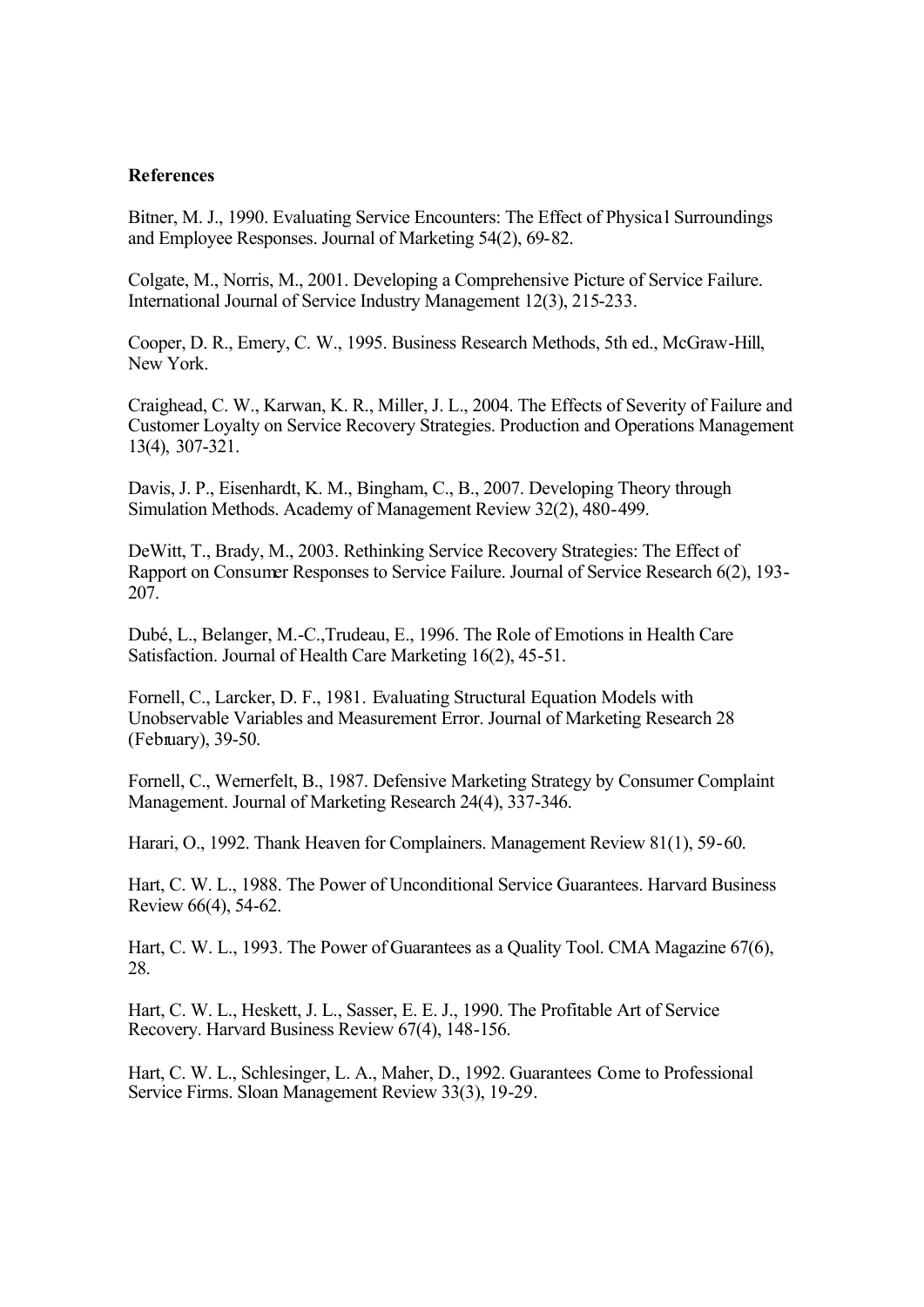**References**

Bitner, M. J., 1990. Evaluating Service Encounters: The Effect of Physical Surroundings and Employee Responses. Journal of Marketing 54(2), 69-82.

Colgate, M., Norris, M., 2001. Developing a Comprehensive Picture of Service Failure. International Journal of Service Industry Management 12(3), 215-233.

Cooper, D. R., Emery, C. W., 1995. Business Research Methods, 5th ed., McGraw-Hill, New York.

Craighead, C. W., Karwan, K. R., Miller, J. L., 2004. The Effects of Severity of Failure and Customer Loyalty on Service Recovery Strategies. Production and Operations Management 13(4), 307-321.

Davis, J. P., Eisenhardt, K. M., Bingham, C., B., 2007. Developing Theory through Simulation Methods. Academy of Management Review 32(2), 480-499.

DeWitt, T., Brady, M., 2003. Rethinking Service Recovery Strategies: The Effect of Rapport on Consumer Responses to Service Failure. Journal of Service Research 6(2), 193-207.

Dubé, L., Belanger, M.-C.,Trudeau, E., 1996. The Role of Emotions in Health Care Satisfaction. Journal of Health Care Marketing 16(2), 45-51.

Fornell, C., Larcker, D. F., 1981. Evaluating Structural Equation Models with Unobservable Variables and Measurement Error. Journal of Marketing Research 28 (February), 39-50.

Fornell, C., Wernerfelt, B., 1987. Defensive Marketing Strategy by Consumer Complaint Management. Journal of Marketing Research 24(4), 337-346.

Harari, O., 1992. Thank Heaven for Complainers. Management Review 81(1), 59-60.

Hart, C. W. L., 1988. The Power of Unconditional Service Guarantees. Harvard Business Review 66(4), 54-62.

Hart, C. W. L., 1993. The Power of Guarantees as a Quality Tool. CMA Magazine 67(6), 28.

Hart, C. W. L., Heskett, J. L., Sasser, E. E. J., 1990. The Profitable Art of Service Recovery. Harvard Business Review 67(4), 148-156.

Hart, C. W. L., Schlesinger, L. A., Maher, D., 1992. Guarantees Come to Professional Service Firms. Sloan Management Review 33(3), 19-29.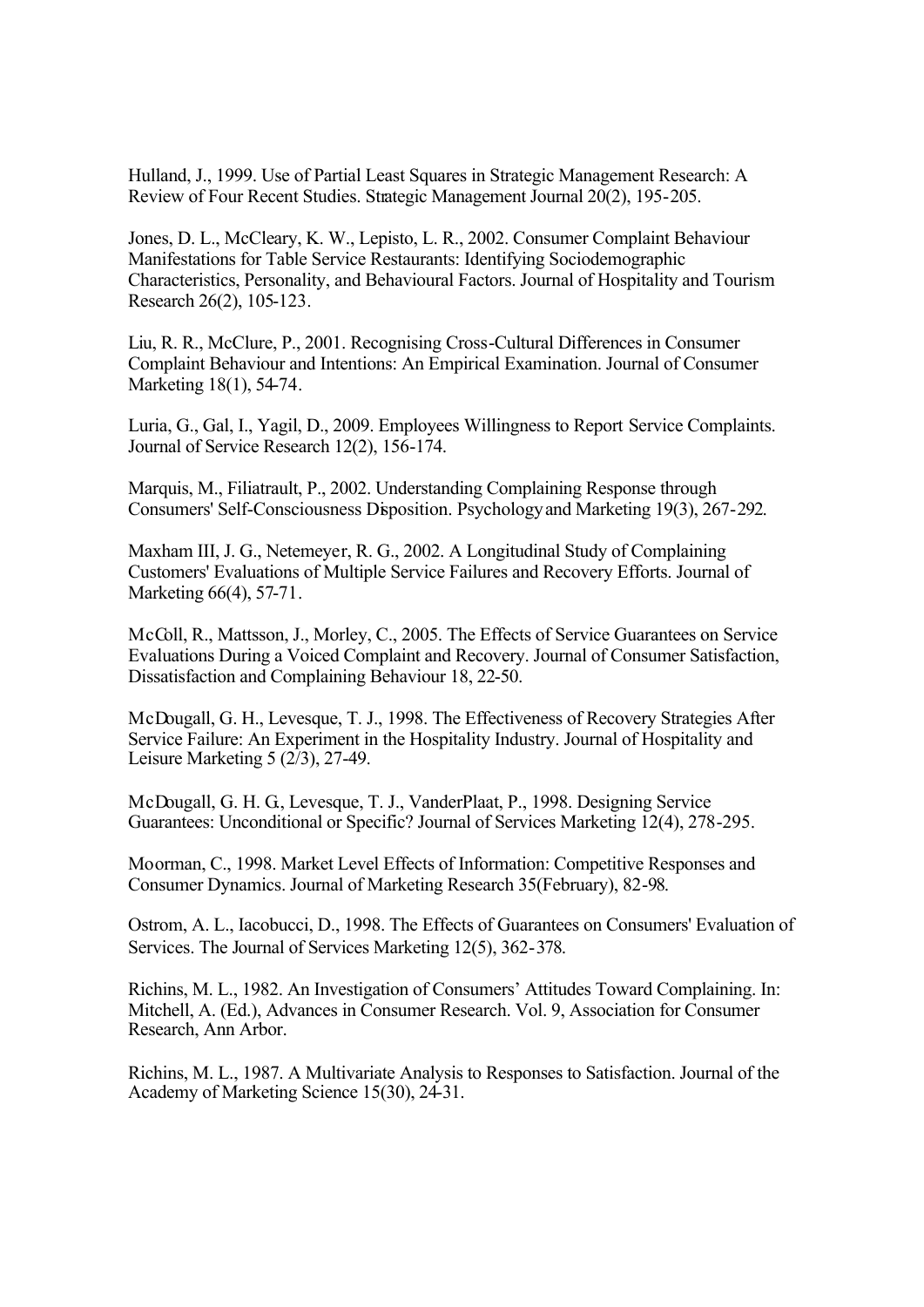Hulland, J., 1999. Use of Partial Least Squares in Strategic Management Research: A Review of Four Recent Studies. Strategic Management Journal 20(2), 195-205.

Jones, D. L., McCleary, K. W., Lepisto, L. R., 2002. Consumer Complaint Behaviour Manifestations for Table Service Restaurants: Identifying Sociodemographic Characteristics, Personality, and Behavioural Factors. Journal of Hospitality and Tourism Research 26(2), 105-123.

Liu, R. R., McClure, P., 2001. Recognising Cross-Cultural Differences in Consumer Complaint Behaviour and Intentions: An Empirical Examination. Journal of Consumer Marketing 18(1), 54-74.

Luria, G., Gal, I., Yagil, D., 2009. Employees Willingness to Report Service Complaints. Journal of Service Research 12(2), 156-174.

Marquis, M., Filiatrault, P., 2002. Understanding Complaining Response through Consumers' Self-Consciousness Disposition. Psychology and Marketing 19(3), 267-292.

Maxham III, J. G., Netemeyer, R. G., 2002. A Longitudinal Study of Complaining Customers' Evaluations of Multiple Service Failures and Recovery Efforts. Journal of Marketing 66(4), 57-71.

McColl, R., Mattsson, J., Morley, C., 2005. The Effects of Service Guarantees on Service Evaluations During a Voiced Complaint and Recovery. Journal of Consumer Satisfaction, Dissatisfaction and Complaining Behaviour 18, 22-50.

McDougall, G. H., Levesque, T. J., 1998. The Effectiveness of Recovery Strategies After Service Failure: An Experiment in the Hospitality Industry. Journal of Hospitality and Leisure Marketing 5 (2/3), 27-49.

McDougall, G. H. G., Levesque, T. J., VanderPlaat, P., 1998. Designing Service Guarantees: Unconditional or Specific? Journal of Services Marketing 12(4), 278-295.

Moorman, C., 1998. Market Level Effects of Information: Competitive Responses and Consumer Dynamics. Journal of Marketing Research 35(February), 82-98.

Ostrom, A. L., Iacobucci, D., 1998. The Effects of Guarantees on Consumers' Evaluation of Services. The Journal of Services Marketing 12(5), 362-378.

Richins, M. L., 1982. An Investigation of Consumers' Attitudes Toward Complaining. In: Mitchell, A. (Ed.), Advances in Consumer Research. Vol. 9, Association for Consumer Research, Ann Arbor.

Richins, M. L., 1987. A Multivariate Analysis to Responses to Satisfaction. Journal of the Academy of Marketing Science 15(30), 24-31.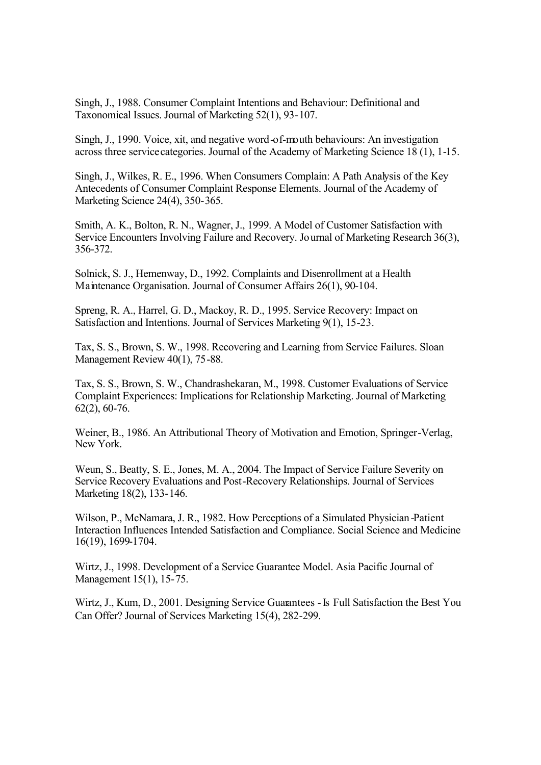Singh, J., 1988. Consumer Complaint Intentions and Behaviour: Definitional and Taxonomical Issues. Journal of Marketing 52(1), 93-107.

Singh, J., 1990. Voice, xit, and negative word-of-mouth behaviours: An investigation across three service categories. Journal of the Academy of Marketing Science 18 (1), 1-15.

Singh, J., Wilkes, R. E., 1996. When Consumers Complain: A Path Analysis of the Key Antecedents of Consumer Complaint Response Elements. Journal of the Academy of Marketing Science 24(4), 350-365.

Smith, A. K., Bolton, R. N., Wagner, J., 1999. A Model of Customer Satisfaction with Service Encounters Involving Failure and Recovery. Journal of Marketing Research 36(3), 356-372.

Solnick, S. J., Hemenway, D., 1992. Complaints and Disenrollment at a Health Maintenance Organisation. Journal of Consumer Affairs 26(1), 90-104.

Spreng, R. A., Harrel, G. D., Mackoy, R. D., 1995. Service Recovery: Impact on Satisfaction and Intentions. Journal of Services Marketing 9(1), 15-23.

Tax, S. S., Brown, S. W., 1998. Recovering and Learning from Service Failures. Sloan Management Review 40(1), 75-88.

Tax, S. S., Brown, S. W., Chandrashekaran, M., 1998. Customer Evaluations of Service Complaint Experiences: Implications for Relationship Marketing. Journal of Marketing 62(2), 60-76.

Weiner, B., 1986. An Attributional Theory of Motivation and Emotion, Springer-Verlag, New York.

Weun, S., Beatty, S. E., Jones, M. A., 2004. The Impact of Service Failure Severity on Service Recovery Evaluations and Post-Recovery Relationships. Journal of Services Marketing 18(2), 133-146.

Wilson, P., McNamara, J. R., 1982. How Perceptions of a Simulated Physician-Patient Interaction Influences Intended Satisfaction and Compliance. Social Science and Medicine 16(19), 1699-1704.

Wirtz, J., 1998. Development of a Service Guarantee Model. Asia Pacific Journal of Management 15(1), 15-75.

Wirtz, J., Kum, D., 2001. Designing Service Guarantees - Is Full Satisfaction the Best You Can Offer? Journal of Services Marketing 15(4), 282-299.